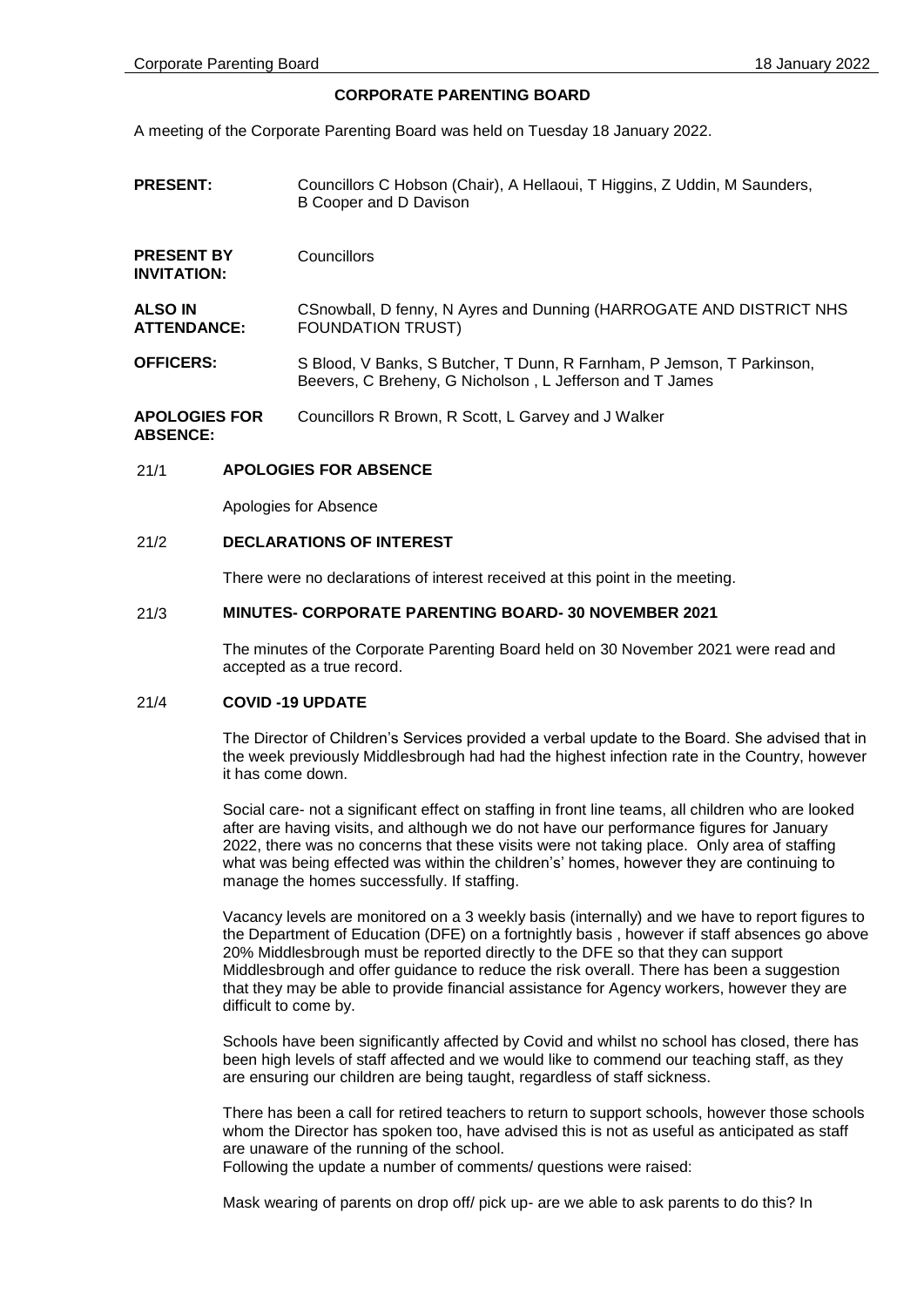# CORPORATE PARENTING BOARD

A meeting of the Corporate Parenting Board was held on Tuesday 18 January 2022.

**PRESENT:** Councillors C Hobson (Chair), A Hellaoui, T Higgins, Z Uddin, M Saunders, B Cooper and D Davison

**PRESENT BY INVITATION:** Councillors

**ALSO IN ATTENDANCE:** CSnowball, D fenny, N Ayres and Dunning (HARROGATE AND DISTRICT NHS FOUNDATION TRUST)

**OFFICERS:** S Blood, V Banks, S Butcher, T Dunn, R Farnham, P Jemson, T Parkinson, Beevers, C Breheny, G Nicholson , L Jefferson and T James

**APOLOGIES FOR ABSENCE:** Councillors R Brown, R Scott, L Garvey and J Walker

## 21/1 APOLOGIES FOR ABSENCE

Apologies for Absence

## 21/2 DECLARATIONS OF INTEREST

There were no declarations of interest received at this point in the meeting.

## 21/3 MINUTES- CORPORATE PARENTING BOARD- 30 NOVEMBER 2021

The minutes of the Corporate Parenting Board held on 30 November 2021 were read and accepted as a true record.

## 21/4 COVID -19 UPDATE

The Director of Children's Services provided a verbal update to the Board. She advised that in the week previously Middlesbrough had had the highest infection rate in the Country, however it has come down.

Social care- not a significant effect on staffing in front line teams, all children who are looked after are having visits, and although we do not have our performance figures for January 2022, there was no concerns that these visits were not taking place. Only area of staffing what was being effected was within the children's' homes, however they are continuing to manage the homes successfully. If staffing.

Vacancy levels are monitored on a 3 weekly basis (internally) and we have to report figures to the Department of Education (DFE) on a fortnightly basis , however if staff absences go above 20% Middlesbrough must be reported directly to the DFE so that they can support Middlesbrough and offer guidance to reduce the risk overall. There has been a suggestion that they may be able to provide financial assistance for Agency workers, however they are difficult to come by.

Schools have been significantly affected by Covid and whilst no school has closed, there has been high levels of staff affected and we would like to commend our teaching staff, as they are ensuring our children are being taught, regardless of staff sickness.

There has been a call for retired teachers to return to support schools, however those schools whom the Director has spoken too, have advised this is not as useful as anticipated as staff are unaware of the running of the school.
Following the update a number of comments/ questions were raised:

Mask wearing of parents on drop off/ pick up- are we able to ask parents to do this? In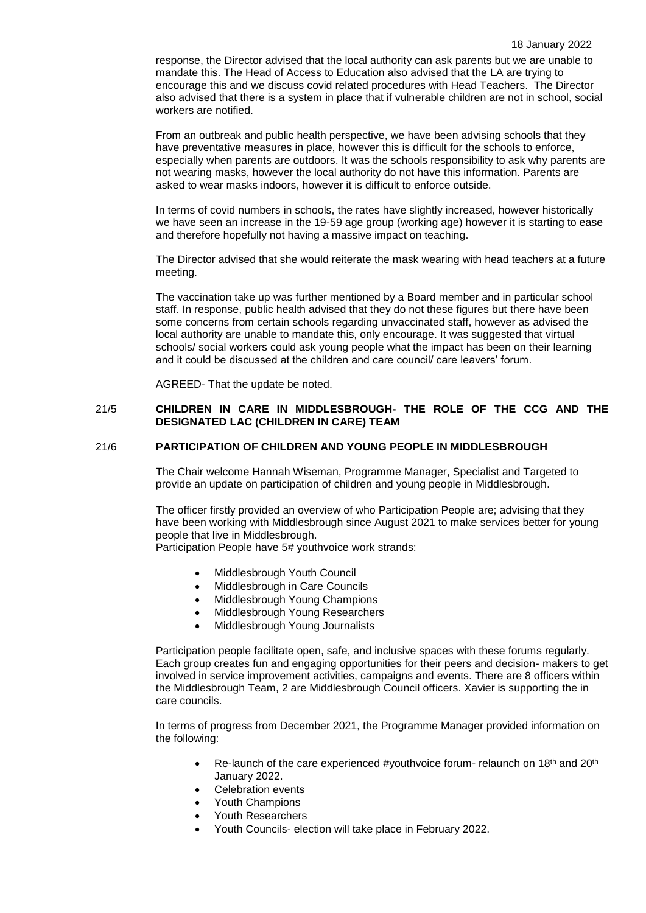response, the Director advised that the local authority can ask parents but we are unable to mandate this. The Head of Access to Education also advised that the LA are trying to encourage this and we discuss covid related procedures with Head Teachers. The Director also advised that there is a system in place that if vulnerable children are not in school, social workers are notified.

From an outbreak and public health perspective, we have been advising schools that they have preventative measures in place, however this is difficult for the schools to enforce, especially when parents are outdoors. It was the schools responsibility to ask why parents are not wearing masks, however the local authority do not have this information. Parents are asked to wear masks indoors, however it is difficult to enforce outside.

In terms of covid numbers in schools, the rates have slightly increased, however historically we have seen an increase in the 19-59 age group (working age) however it is starting to ease and therefore hopefully not having a massive impact on teaching.

The Director advised that she would reiterate the mask wearing with head teachers at a future meeting.

The vaccination take up was further mentioned by a Board member and in particular school staff. In response, public health advised that they do not these figures but there have been some concerns from certain schools regarding unvaccinated staff, however as advised the local authority are unable to mandate this, only encourage. It was suggested that virtual schools/ social workers could ask young people what the impact has been on their learning and it could be discussed at the children and care council/ care leavers' forum.

AGREED- That the update be noted.

## 21/5 CHILDREN IN CARE IN MIDDLESBROUGH- THE ROLE OF THE CCG AND THE DESIGNATED LAC (CHILDREN IN CARE) TEAM

## 21/6 PARTICIPATION OF CHILDREN AND YOUNG PEOPLE IN MIDDLESBROUGH

The Chair welcome Hannah Wiseman, Programme Manager, Specialist and Targeted to provide an update on participation of children and young people in Middlesbrough.

The officer firstly provided an overview of who Participation People are; advising that they have been working with Middlesbrough since August 2021 to make services better for young people that live in Middlesbrough.
Participation People have 5# youthvoice work strands:

- Middlesbrough Youth Council
- Middlesbrough in Care Councils
- Middlesbrough Young Champions
- Middlesbrough Young Researchers
- Middlesbrough Young Journalists

Participation people facilitate open, safe, and inclusive spaces with these forums regularly. Each group creates fun and engaging opportunities for their peers and decision- makers to get involved in service improvement activities, campaigns and events. There are 8 officers within the Middlesbrough Team, 2 are Middlesbrough Council officers. Xavier is supporting the in care councils.

In terms of progress from December 2021, the Programme Manager provided information on the following:

- Re-launch of the care experienced #youthvoice forum- relaunch on 18th and 20th January 2022.
- Celebration events
- Youth Champions
- Youth Researchers
- Youth Councils- election will take place in February 2022.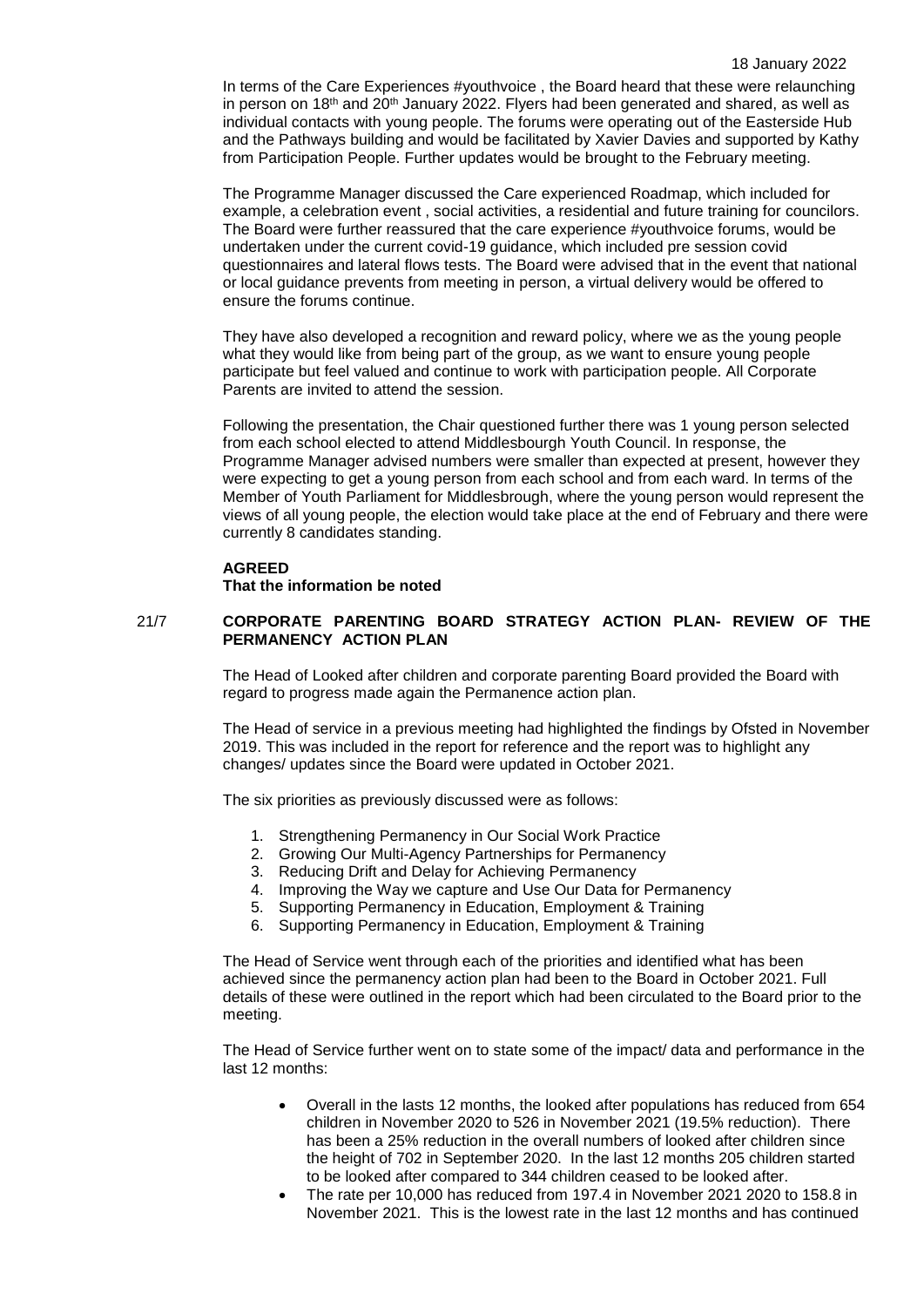In terms of the Care Experiences #youthvoice , the Board heard that these were relaunching in person on 18th and 20th January 2022. Flyers had been generated and shared, as well as individual contacts with young people. The forums were operating out of the Easterside Hub and the Pathways building and would be facilitated by Xavier Davies and supported by Kathy from Participation People. Further updates would be brought to the February meeting.

The Programme Manager discussed the Care experienced Roadmap, which included for example, a celebration event , social activities, a residential and future training for councilors. The Board were further reassured that the care experience #youthvoice forums, would be undertaken under the current covid-19 guidance, which included pre session covid questionnaires and lateral flows tests. The Board were advised that in the event that national or local guidance prevents from meeting in person, a virtual delivery would be offered to ensure the forums continue.

They have also developed a recognition and reward policy, where we as the young people what they would like from being part of the group, as we want to ensure young people participate but feel valued and continue to work with participation people. All Corporate Parents are invited to attend the session.

Following the presentation, the Chair questioned further there was 1 young person selected from each school elected to attend Middlesbourgh Youth Council. In response, the Programme Manager advised numbers were smaller than expected at present, however they were expecting to get a young person from each school and from each ward. In terms of the Member of Youth Parliament for Middlesbrough, where the young person would represent the views of all young people, the election would take place at the end of February and there were currently 8 candidates standing.

**AGREED**
**That the information be noted**

## 21/7 CORPORATE PARENTING BOARD STRATEGY ACTION PLAN- REVIEW OF THE PERMANENCY ACTION PLAN

The Head of Looked after children and corporate parenting Board provided the Board with regard to progress made again the Permanence action plan.

The Head of service in a previous meeting had highlighted the findings by Ofsted in November 2019. This was included in the report for reference and the report was to highlight any changes/ updates since the Board were updated in October 2021.

The six priorities as previously discussed were as follows:

1. Strengthening Permanency in Our Social Work Practice
2. Growing Our Multi-Agency Partnerships for Permanency
3. Reducing Drift and Delay for Achieving Permanency
4. Improving the Way we capture and Use Our Data for Permanency
5. Supporting Permanency in Education, Employment & Training
6. Supporting Permanency in Education, Employment & Training

The Head of Service went through each of the priorities and identified what has been achieved since the permanency action plan had been to the Board in October 2021. Full details of these were outlined in the report which had been circulated to the Board prior to the meeting.

The Head of Service further went on to state some of the impact/ data and performance in the last 12 months:

- Overall in the lasts 12 months, the looked after populations has reduced from 654 children in November 2020 to 526 in November 2021 (19.5% reduction). There has been a 25% reduction in the overall numbers of looked after children since the height of 702 in September 2020. In the last 12 months 205 children started to be looked after compared to 344 children ceased to be looked after.
- The rate per 10,000 has reduced from 197.4 in November 2021 2020 to 158.8 in November 2021. This is the lowest rate in the last 12 months and has continued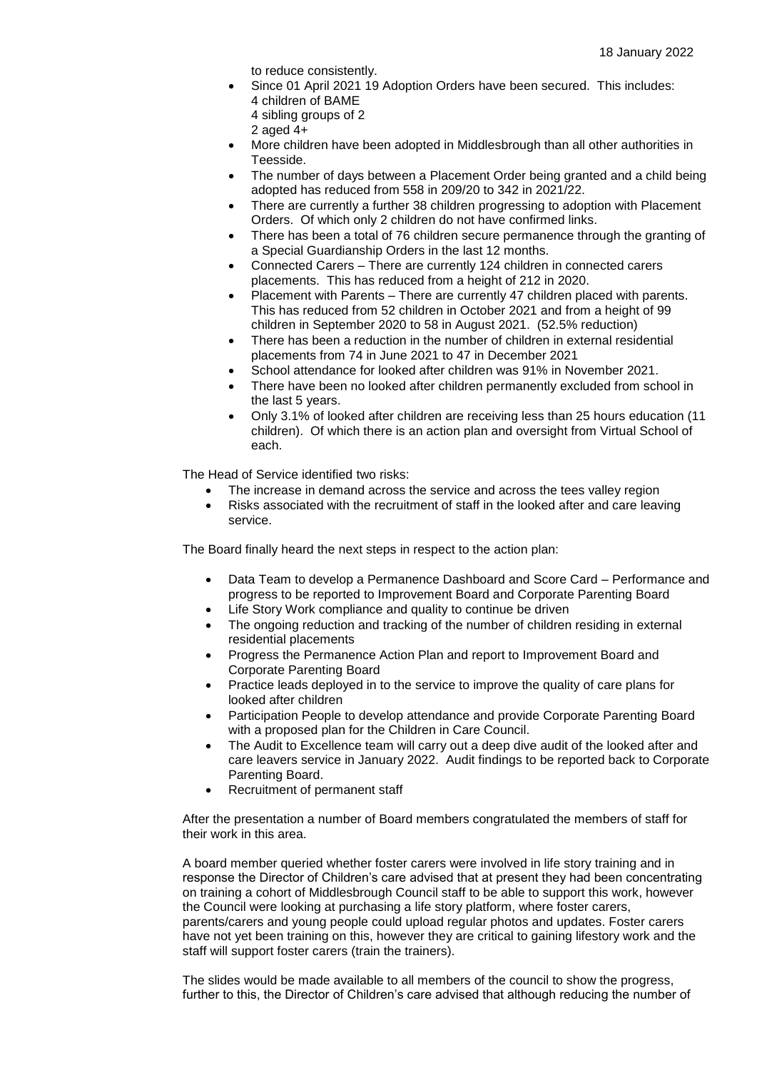to reduce consistently.

- Since 01 April 2021 19 Adoption Orders have been secured. This includes:
  4 children of BAME
  4 sibling groups of 2
  2 aged 4+
- More children have been adopted in Middlesbrough than all other authorities in Teesside.
- The number of days between a Placement Order being granted and a child being adopted has reduced from 558 in 209/20 to 342 in 2021/22.
- There are currently a further 38 children progressing to adoption with Placement Orders. Of which only 2 children do not have confirmed links.
- There has been a total of 76 children secure permanence through the granting of a Special Guardianship Orders in the last 12 months.
- Connected Carers – There are currently 124 children in connected carers placements. This has reduced from a height of 212 in 2020.
- Placement with Parents – There are currently 47 children placed with parents. This has reduced from 52 children in October 2021 and from a height of 99 children in September 2020 to 58 in August 2021. (52.5% reduction)
- There has been a reduction in the number of children in external residential placements from 74 in June 2021 to 47 in December 2021
- School attendance for looked after children was 91% in November 2021.
- There have been no looked after children permanently excluded from school in the last 5 years.
- Only 3.1% of looked after children are receiving less than 25 hours education (11 children). Of which there is an action plan and oversight from Virtual School of each.

The Head of Service identified two risks:

- The increase in demand across the service and across the tees valley region
- Risks associated with the recruitment of staff in the looked after and care leaving service.

The Board finally heard the next steps in respect to the action plan:

- Data Team to develop a Permanence Dashboard and Score Card – Performance and progress to be reported to Improvement Board and Corporate Parenting Board
- Life Story Work compliance and quality to continue be driven
- The ongoing reduction and tracking of the number of children residing in external residential placements
- Progress the Permanence Action Plan and report to Improvement Board and Corporate Parenting Board
- Practice leads deployed in to the service to improve the quality of care plans for looked after children
- Participation People to develop attendance and provide Corporate Parenting Board with a proposed plan for the Children in Care Council.
- The Audit to Excellence team will carry out a deep dive audit of the looked after and care leavers service in January 2022. Audit findings to be reported back to Corporate Parenting Board.
- Recruitment of permanent staff

After the presentation a number of Board members congratulated the members of staff for their work in this area.

A board member queried whether foster carers were involved in life story training and in response the Director of Children's care advised that at present they had been concentrating on training a cohort of Middlesbrough Council staff to be able to support this work, however the Council were looking at purchasing a life story platform, where foster carers, parents/carers and young people could upload regular photos and updates. Foster carers have not yet been training on this, however they are critical to gaining lifestory work and the staff will support foster carers (train the trainers).

The slides would be made available to all members of the council to show the progress, further to this, the Director of Children's care advised that although reducing the number of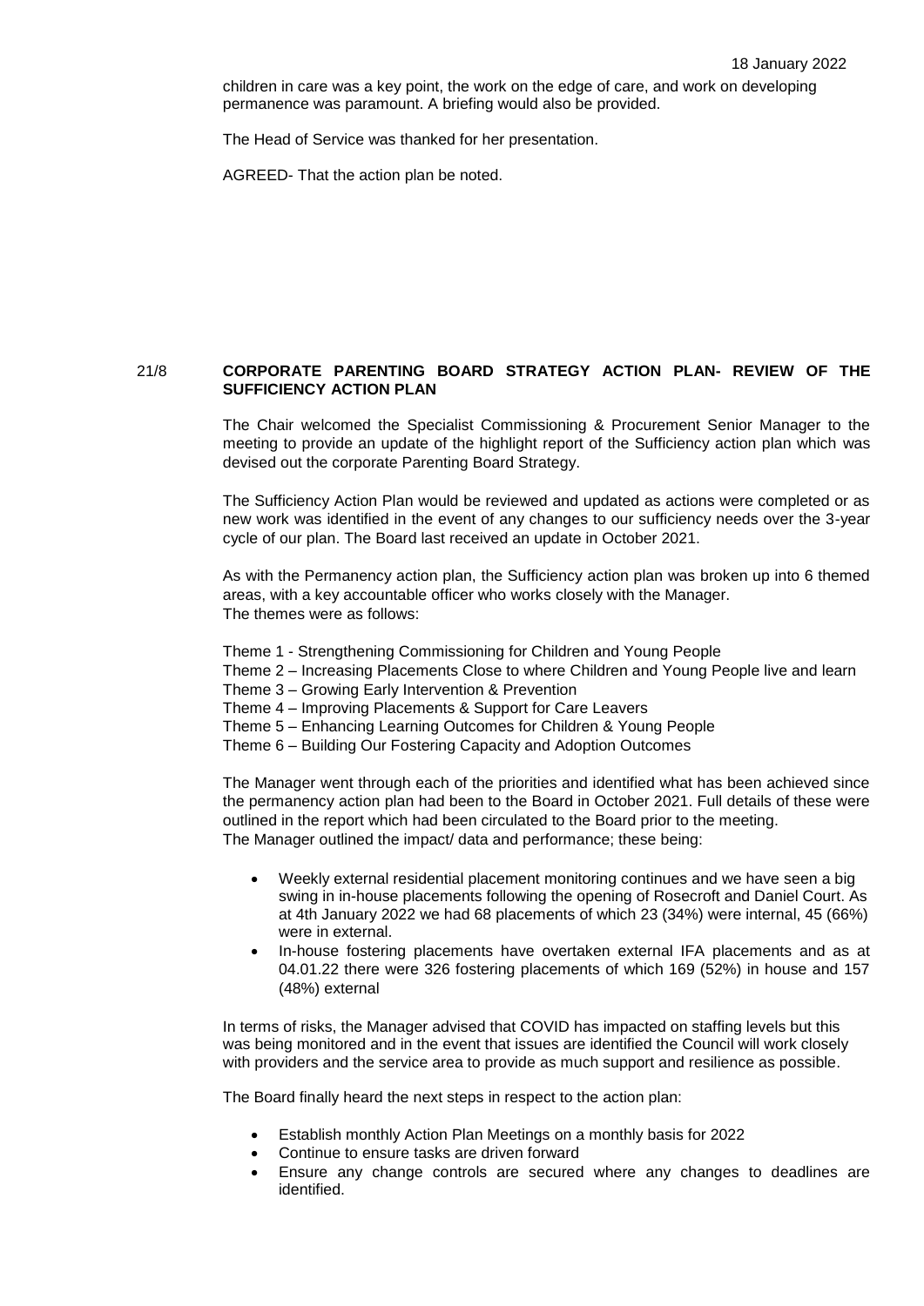children in care was a key point, the work on the edge of care, and work on developing permanence was paramount. A briefing would also be provided.

The Head of Service was thanked for her presentation.

AGREED- That the action plan be noted.

## 21/8 CORPORATE PARENTING BOARD STRATEGY ACTION PLAN- REVIEW OF THE SUFFICIENCY ACTION PLAN

The Chair welcomed the Specialist Commissioning & Procurement Senior Manager to the meeting to provide an update of the highlight report of the Sufficiency action plan which was devised out the corporate Parenting Board Strategy.

The Sufficiency Action Plan would be reviewed and updated as actions were completed or as new work was identified in the event of any changes to our sufficiency needs over the 3-year cycle of our plan. The Board last received an update in October 2021.

As with the Permanency action plan, the Sufficiency action plan was broken up into 6 themed areas, with a key accountable officer who works closely with the Manager.
The themes were as follows:

Theme 1 - Strengthening Commissioning for Children and Young People
Theme 2 – Increasing Placements Close to where Children and Young People live and learn
Theme 3 – Growing Early Intervention & Prevention
Theme 4 – Improving Placements & Support for Care Leavers
Theme 5 – Enhancing Learning Outcomes for Children & Young People
Theme 6 – Building Our Fostering Capacity and Adoption Outcomes

The Manager went through each of the priorities and identified what has been achieved since the permanency action plan had been to the Board in October 2021. Full details of these were outlined in the report which had been circulated to the Board prior to the meeting.
The Manager outlined the impact/ data and performance; these being:

- Weekly external residential placement monitoring continues and we have seen a big swing in in-house placements following the opening of Rosecroft and Daniel Court. As at 4th January 2022 we had 68 placements of which 23 (34%) were internal, 45 (66%) were in external.
- In-house fostering placements have overtaken external IFA placements and as at 04.01.22 there were 326 fostering placements of which 169 (52%) in house and 157 (48%) external

In terms of risks, the Manager advised that COVID has impacted on staffing levels but this was being monitored and in the event that issues are identified the Council will work closely with providers and the service area to provide as much support and resilience as possible.

The Board finally heard the next steps in respect to the action plan:

- Establish monthly Action Plan Meetings on a monthly basis for 2022
- Continue to ensure tasks are driven forward
- Ensure any change controls are secured where any changes to deadlines are identified.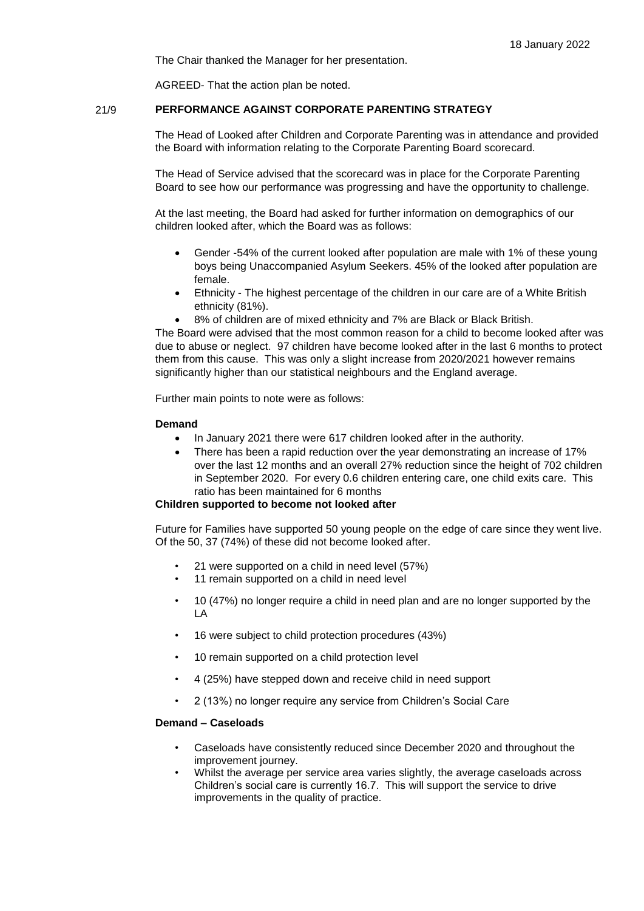The Chair thanked the Manager for her presentation.

AGREED- That the action plan be noted.

## 21/9 PERFORMANCE AGAINST CORPORATE PARENTING STRATEGY

The Head of Looked after Children and Corporate Parenting was in attendance and provided the Board with information relating to the Corporate Parenting Board scorecard.

The Head of Service advised that the scorecard was in place for the Corporate Parenting Board to see how our performance was progressing and have the opportunity to challenge.

At the last meeting, the Board had asked for further information on demographics of our children looked after, which the Board was as follows:

- Gender -54% of the current looked after population are male with 1% of these young boys being Unaccompanied Asylum Seekers. 45% of the looked after population are female.
- Ethnicity - The highest percentage of the children in our care are of a White British ethnicity (81%).
- 8% of children are of mixed ethnicity and 7% are Black or Black British.

The Board were advised that the most common reason for a child to become looked after was due to abuse or neglect. 97 children have become looked after in the last 6 months to protect them from this cause. This was only a slight increase from 2020/2021 however remains significantly higher than our statistical neighbours and the England average.

Further main points to note were as follows:

**Demand**

- In January 2021 there were 617 children looked after in the authority.
- There has been a rapid reduction over the year demonstrating an increase of 17% over the last 12 months and an overall 27% reduction since the height of 702 children in September 2020. For every 0.6 children entering care, one child exits care. This ratio has been maintained for 6 months

**Children supported to become not looked after**

Future for Families have supported 50 young people on the edge of care since they went live. Of the 50, 37 (74%) of these did not become looked after.

- 21 were supported on a child in need level (57%)
- 11 remain supported on a child in need level
- 10 (47%) no longer require a child in need plan and are no longer supported by the LA
- 16 were subject to child protection procedures (43%)
- 10 remain supported on a child protection level
- 4 (25%) have stepped down and receive child in need support
- 2 (13%) no longer require any service from Children's Social Care

**Demand – Caseloads**

- Caseloads have consistently reduced since December 2020 and throughout the improvement journey.
- Whilst the average per service area varies slightly, the average caseloads across Children's social care is currently 16.7. This will support the service to drive improvements in the quality of practice.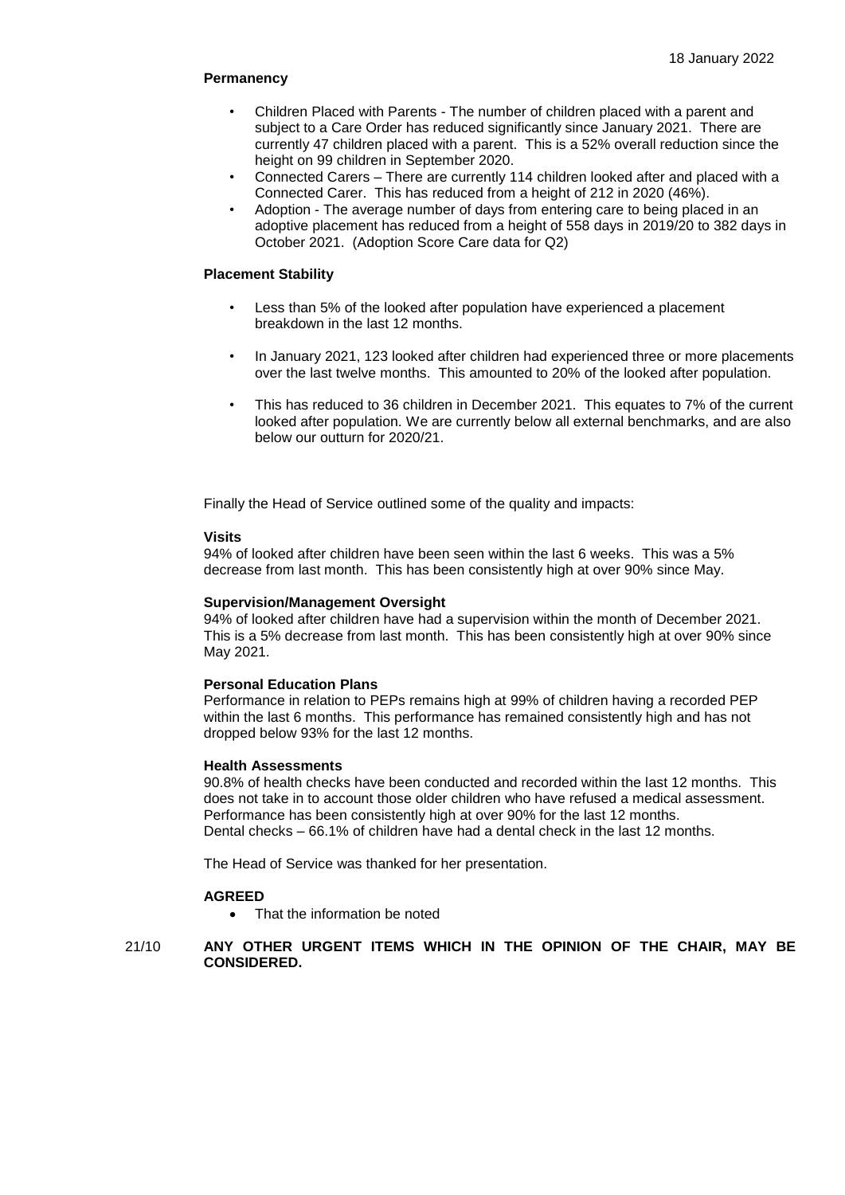**Permanency**

- Children Placed with Parents - The number of children placed with a parent and subject to a Care Order has reduced significantly since January 2021. There are currently 47 children placed with a parent. This is a 52% overall reduction since the height on 99 children in September 2020.
- Connected Carers – There are currently 114 children looked after and placed with a Connected Carer. This has reduced from a height of 212 in 2020 (46%).
- Adoption - The average number of days from entering care to being placed in an adoptive placement has reduced from a height of 558 days in 2019/20 to 382 days in October 2021. (Adoption Score Care data for Q2)

**Placement Stability**

- Less than 5% of the looked after population have experienced a placement breakdown in the last 12 months.
- In January 2021, 123 looked after children had experienced three or more placements over the last twelve months. This amounted to 20% of the looked after population.
- This has reduced to 36 children in December 2021. This equates to 7% of the current looked after population. We are currently below all external benchmarks, and are also below our outturn for 2020/21.

Finally the Head of Service outlined some of the quality and impacts:

**Visits**
94% of looked after children have been seen within the last 6 weeks. This was a 5% decrease from last month. This has been consistently high at over 90% since May.

**Supervision/Management Oversight**
94% of looked after children have had a supervision within the month of December 2021. This is a 5% decrease from last month. This has been consistently high at over 90% since May 2021.

**Personal Education Plans**
Performance in relation to PEPs remains high at 99% of children having a recorded PEP within the last 6 months. This performance has remained consistently high and has not dropped below 93% for the last 12 months.

**Health Assessments**
90.8% of health checks have been conducted and recorded within the last 12 months. This does not take in to account those older children who have refused a medical assessment. Performance has been consistently high at over 90% for the last 12 months.
Dental checks – 66.1% of children have had a dental check in the last 12 months.

The Head of Service was thanked for her presentation.

**AGREED**

- That the information be noted

21/10 **ANY OTHER URGENT ITEMS WHICH IN THE OPINION OF THE CHAIR, MAY BE CONSIDERED.**